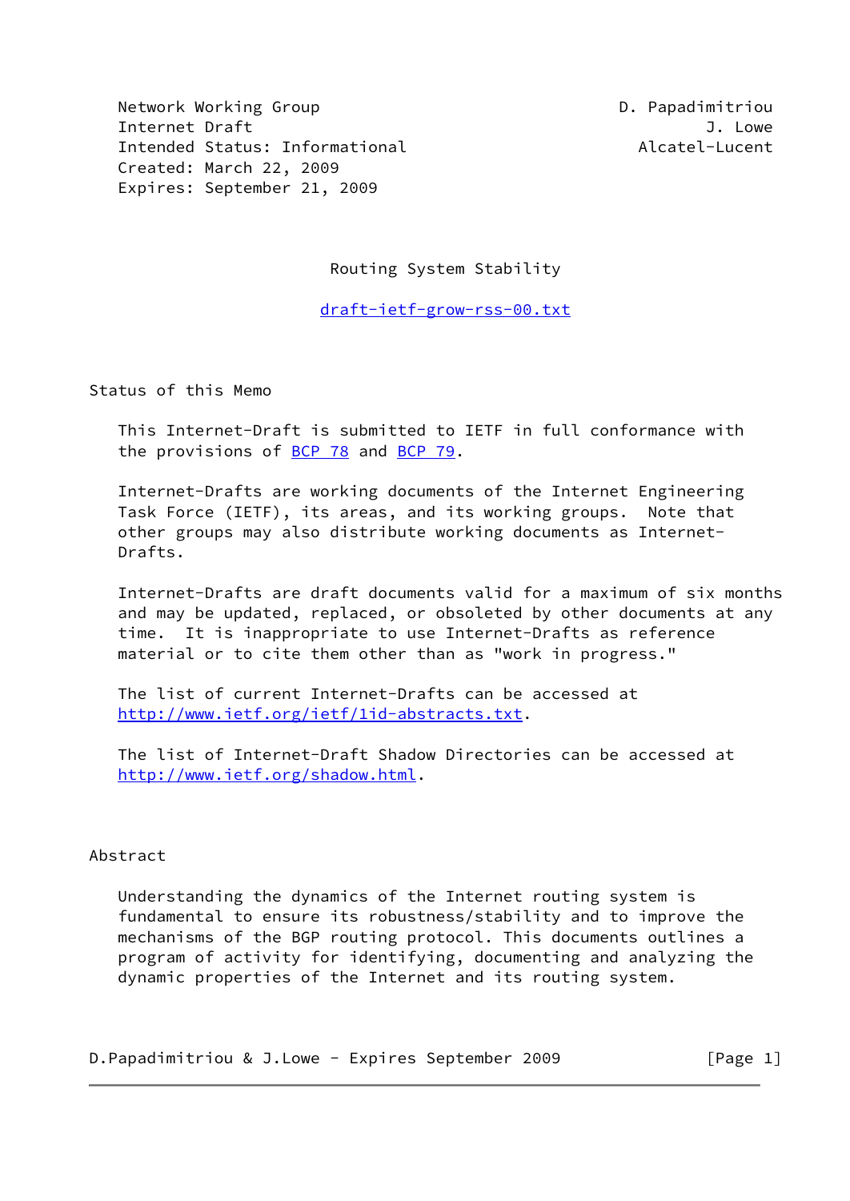Network Working Group                                    D. Papadimitriou
Internet Draft                                                    J. Lowe
Intended Status: Informational                              Alcatel-Lucent
Created: March 22, 2009
Expires: September 21, 2009

# Routing System Stability

draft-ietf-grow-rss-00.txt

## Status of this Memo

This Internet-Draft is submitted to IETF in full conformance with the provisions of BCP 78 and BCP 79.

Internet-Drafts are working documents of the Internet Engineering Task Force (IETF), its areas, and its working groups. Note that other groups may also distribute working documents as Internet-Drafts.

Internet-Drafts are draft documents valid for a maximum of six months and may be updated, replaced, or obsoleted by other documents at any time. It is inappropriate to use Internet-Drafts as reference material or to cite them other than as "work in progress."

The list of current Internet-Drafts can be accessed at http://www.ietf.org/ietf/1id-abstracts.txt.

The list of Internet-Draft Shadow Directories can be accessed at http://www.ietf.org/shadow.html.

## Abstract

Understanding the dynamics of the Internet routing system is fundamental to ensure its robustness/stability and to improve the mechanisms of the BGP routing protocol. This documents outlines a program of activity for identifying, documenting and analyzing the dynamic properties of the Internet and its routing system.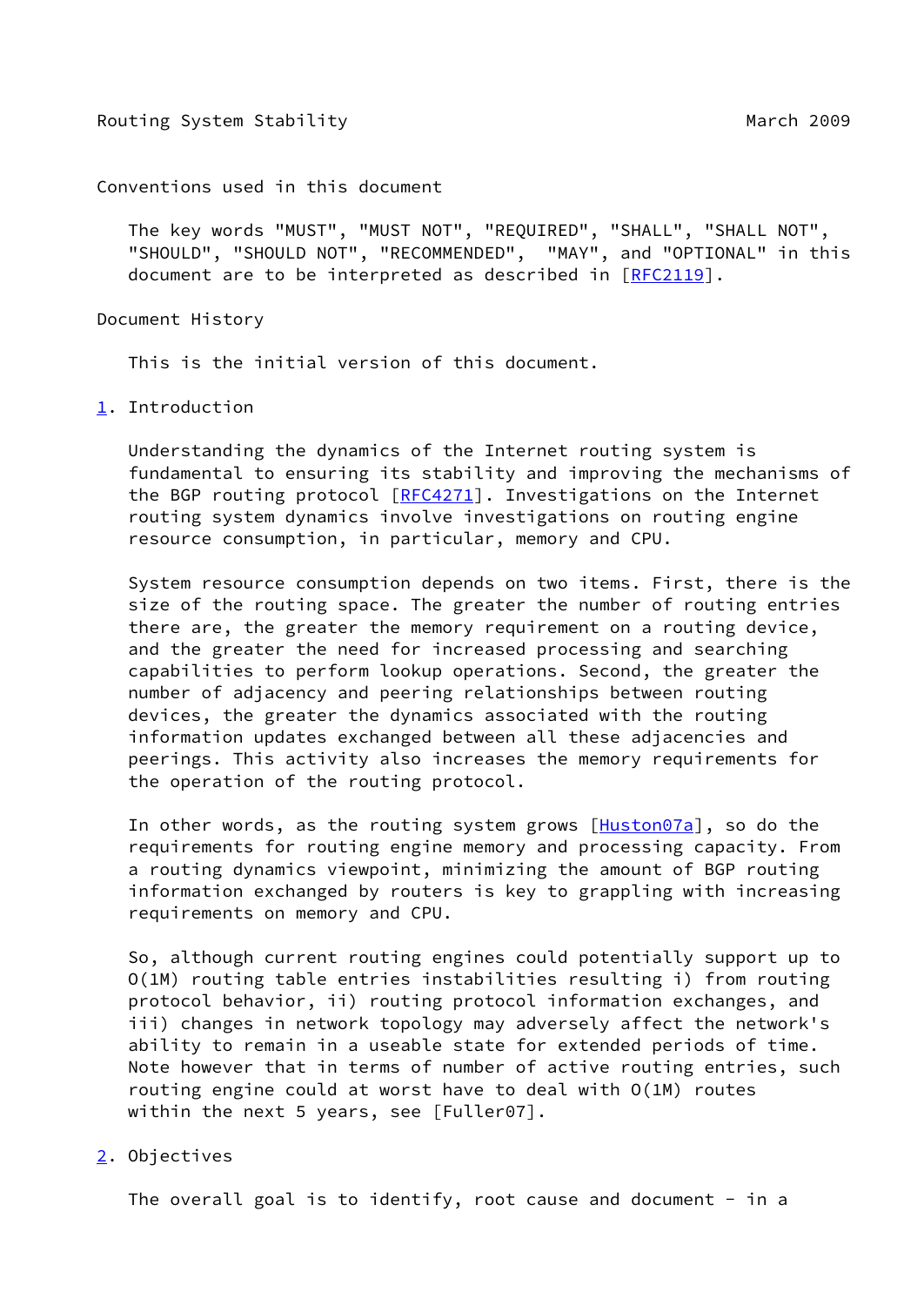## Conventions used in this document

The key words "MUST", "MUST NOT", "REQUIRED", "SHALL", "SHALL NOT", "SHOULD", "SHOULD NOT", "RECOMMENDED", "MAY", and "OPTIONAL" in this document are to be interpreted as described in [RFC2119].

## Document History

This is the initial version of this document.

## 1. Introduction

Understanding the dynamics of the Internet routing system is fundamental to ensuring its stability and improving the mechanisms of the BGP routing protocol [RFC4271]. Investigations on the Internet routing system dynamics involve investigations on routing engine resource consumption, in particular, memory and CPU.

System resource consumption depends on two items. First, there is the size of the routing space. The greater the number of routing entries there are, the greater the memory requirement on a routing device, and the greater the need for increased processing and searching capabilities to perform lookup operations. Second, the greater the number of adjacency and peering relationships between routing devices, the greater the dynamics associated with the routing information updates exchanged between all these adjacencies and peerings. This activity also increases the memory requirements for the operation of the routing protocol.

In other words, as the routing system grows [Huston07a], so do the requirements for routing engine memory and processing capacity. From a routing dynamics viewpoint, minimizing the amount of BGP routing information exchanged by routers is key to grappling with increasing requirements on memory and CPU.

So, although current routing engines could potentially support up to O(1M) routing table entries instabilities resulting i) from routing protocol behavior, ii) routing protocol information exchanges, and iii) changes in network topology may adversely affect the network's ability to remain in a useable state for extended periods of time. Note however that in terms of number of active routing entries, such routing engine could at worst have to deal with O(1M) routes within the next 5 years, see [Fuller07].

## 2. Objectives

The overall goal is to identify, root cause and document - in a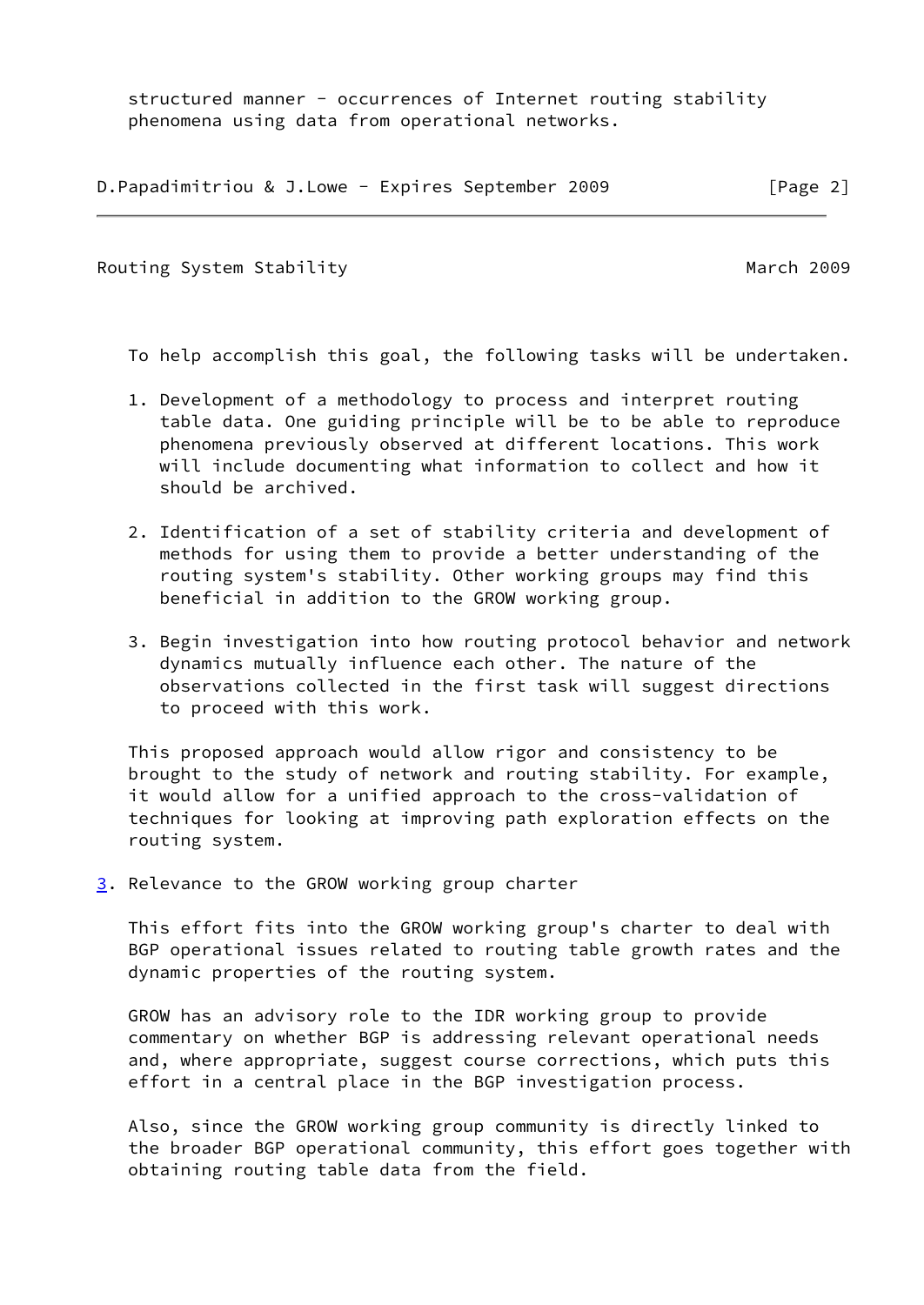structured manner - occurrences of Internet routing stability phenomena using data from operational networks.

To help accomplish this goal, the following tasks will be undertaken.

1. Development of a methodology to process and interpret routing table data. One guiding principle will be to be able to reproduce phenomena previously observed at different locations. This work will include documenting what information to collect and how it should be archived.

2. Identification of a set of stability criteria and development of methods for using them to provide a better understanding of the routing system's stability. Other working groups may find this beneficial in addition to the GROW working group.

3. Begin investigation into how routing protocol behavior and network dynamics mutually influence each other. The nature of the observations collected in the first task will suggest directions to proceed with this work.

This proposed approach would allow rigor and consistency to be brought to the study of network and routing stability. For example, it would allow for a unified approach to the cross-validation of techniques for looking at improving path exploration effects on the routing system.

## 3. Relevance to the GROW working group charter

This effort fits into the GROW working group's charter to deal with BGP operational issues related to routing table growth rates and the dynamic properties of the routing system.

GROW has an advisory role to the IDR working group to provide commentary on whether BGP is addressing relevant operational needs and, where appropriate, suggest course corrections, which puts this effort in a central place in the BGP investigation process.

Also, since the GROW working group community is directly linked to the broader BGP operational community, this effort goes together with obtaining routing table data from the field.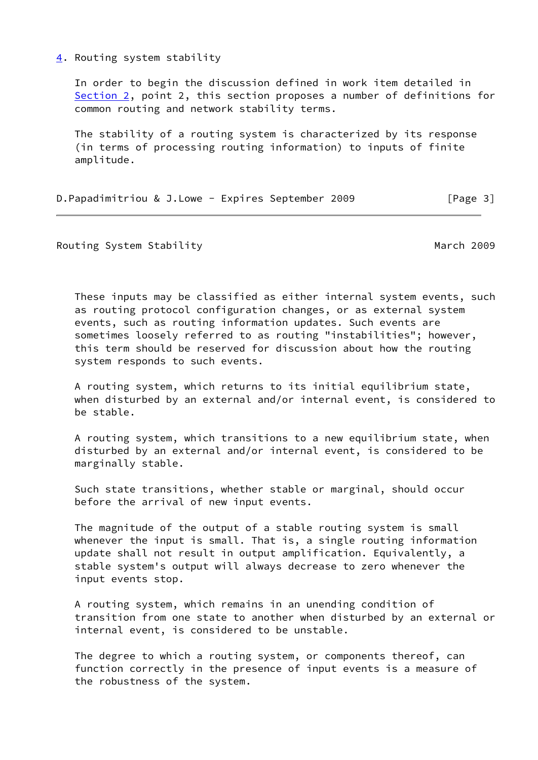## 4. Routing system stability

In order to begin the discussion defined in work item detailed in Section 2, point 2, this section proposes a number of definitions for common routing and network stability terms.

The stability of a routing system is characterized by its response (in terms of processing routing information) to inputs of finite amplitude.

These inputs may be classified as either internal system events, such as routing protocol configuration changes, or as external system events, such as routing information updates. Such events are sometimes loosely referred to as routing "instabilities"; however, this term should be reserved for discussion about how the routing system responds to such events.

A routing system, which returns to its initial equilibrium state, when disturbed by an external and/or internal event, is considered to be stable.

A routing system, which transitions to a new equilibrium state, when disturbed by an external and/or internal event, is considered to be marginally stable.

Such state transitions, whether stable or marginal, should occur before the arrival of new input events.

The magnitude of the output of a stable routing system is small whenever the input is small. That is, a single routing information update shall not result in output amplification. Equivalently, a stable system's output will always decrease to zero whenever the input events stop.

A routing system, which remains in an unending condition of transition from one state to another when disturbed by an external or internal event, is considered to be unstable.

The degree to which a routing system, or components thereof, can function correctly in the presence of input events is a measure of the robustness of the system.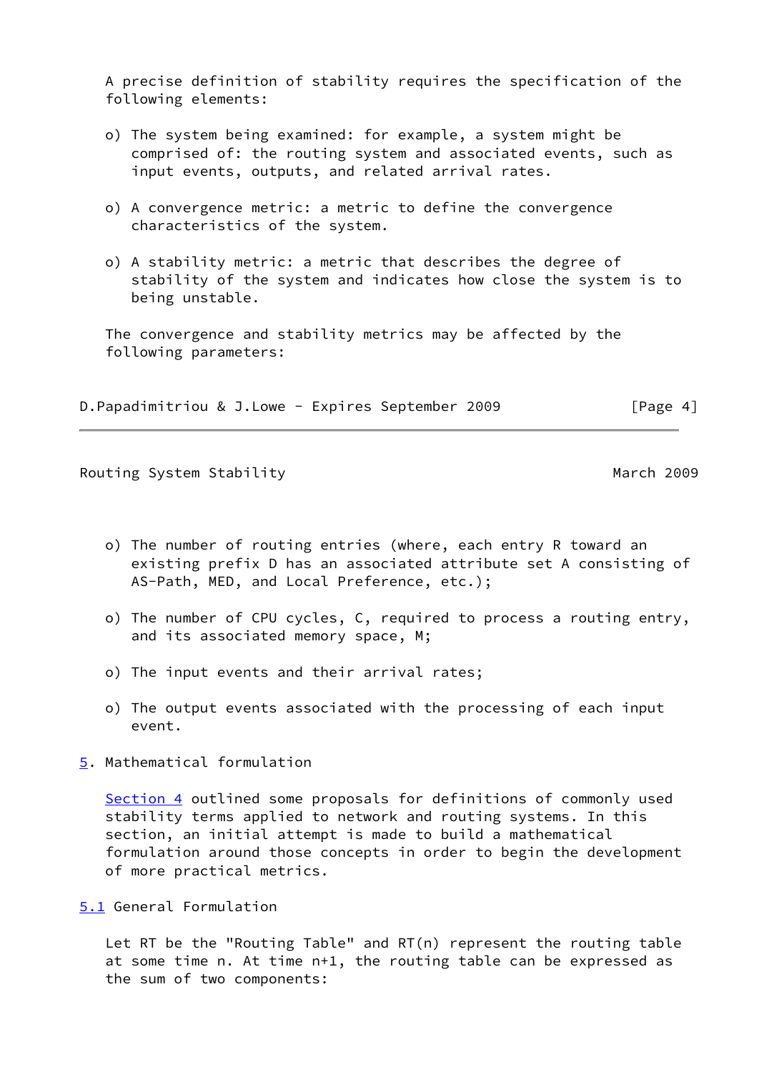A precise definition of stability requires the specification of the following elements:

- o) The system being examined: for example, a system might be comprised of: the routing system and associated events, such as input events, outputs, and related arrival rates.
- o) A convergence metric: a metric to define the convergence characteristics of the system.
- o) A stability metric: a metric that describes the degree of stability of the system and indicates how close the system is to being unstable.

The convergence and stability metrics may be affected by the following parameters:

- o) The number of routing entries (where, each entry R toward an existing prefix D has an associated attribute set A consisting of AS-Path, MED, and Local Preference, etc.);
- o) The number of CPU cycles, C, required to process a routing entry, and its associated memory space, M;
- o) The input events and their arrival rates;
- o) The output events associated with the processing of each input event.

## 5. Mathematical formulation

Section 4 outlined some proposals for definitions of commonly used stability terms applied to network and routing systems. In this section, an initial attempt is made to build a mathematical formulation around those concepts in order to begin the development of more practical metrics.

### 5.1 General Formulation

Let RT be the "Routing Table" and RT(n) represent the routing table at some time n. At time n+1, the routing table can be expressed as the sum of two components: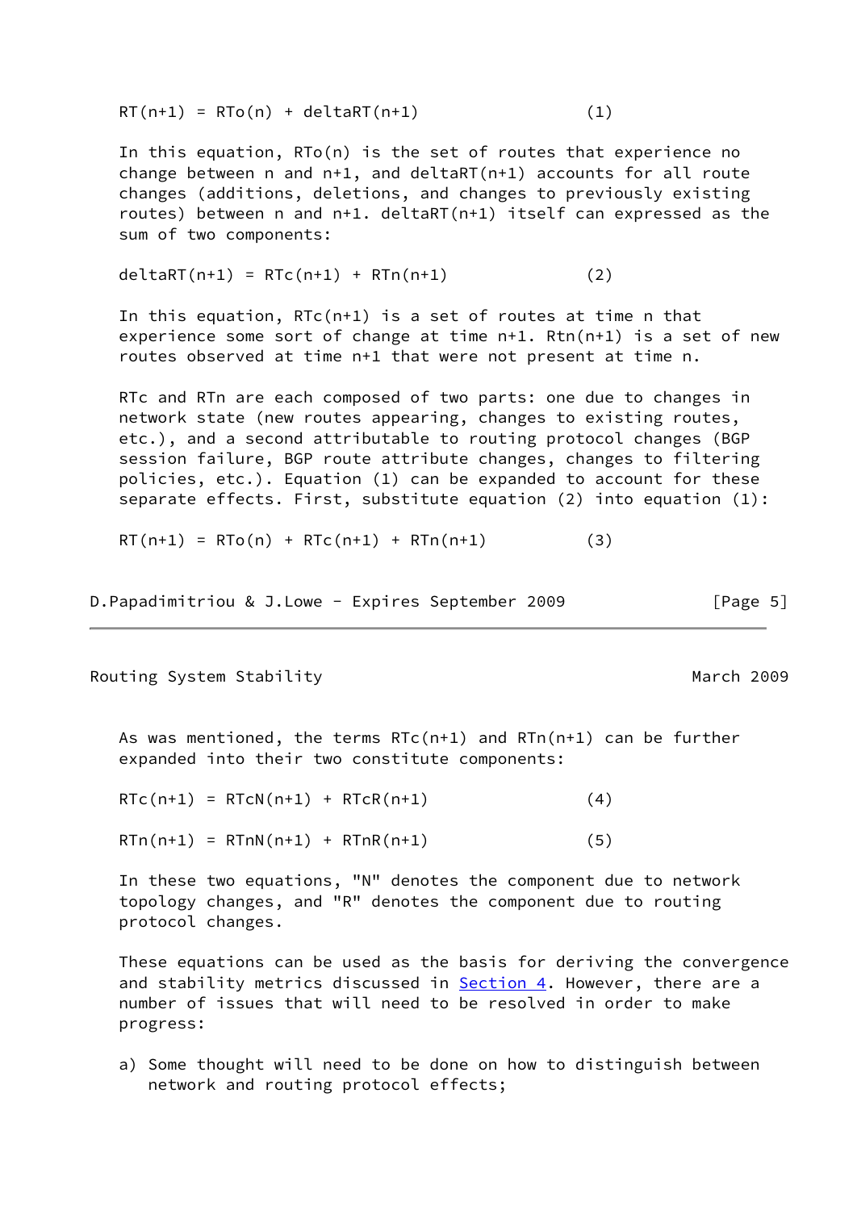$$RT(n+1) = RTo(n) + deltaRT(n+1) \quad (1)$$

In this equation, $RTo(n)$ is the set of routes that experience no change between n and n+1, and $deltaRT(n+1)$ accounts for all route changes (additions, deletions, and changes to previously existing routes) between n and n+1. $deltaRT(n+1)$ itself can expressed as the sum of two components:

$$deltaRT(n+1) = RTc(n+1) + RTn(n+1) \quad (2)$$

In this equation, $RTc(n+1)$ is a set of routes at time n that experience some sort of change at time n+1. $Rtn(n+1)$ is a set of new routes observed at time n+1 that were not present at time n.

RTc and RTn are each composed of two parts: one due to changes in network state (new routes appearing, changes to existing routes, etc.), and a second attributable to routing protocol changes (BGP session failure, BGP route attribute changes, changes to filtering policies, etc.). Equation (1) can be expanded to account for these separate effects. First, substitute equation (2) into equation (1):

$$RT(n+1) = RTo(n) + RTc(n+1) + RTn(n+1) \quad (3)$$

As was mentioned, the terms $RTc(n+1)$ and $RTn(n+1)$ can be further expanded into their two constitute components:

$$RTc(n+1) = RTcN(n+1) + RTcR(n+1) \quad (4)$$

$$RTn(n+1) = RTnN(n+1) + RTnR(n+1) \quad (5)$$

In these two equations, "N" denotes the component due to network topology changes, and "R" denotes the component due to routing protocol changes.

These equations can be used as the basis for deriving the convergence and stability metrics discussed in Section 4. However, there are a number of issues that will need to be resolved in order to make progress:

a) Some thought will need to be done on how to distinguish between network and routing protocol effects;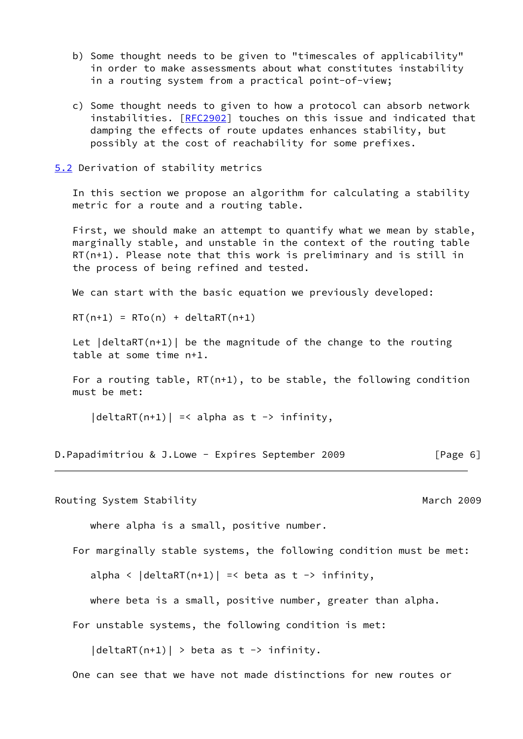b) Some thought needs to be given to "timescales of applicability" in order to make assessments about what constitutes instability in a routing system from a practical point-of-view;

c) Some thought needs to given to how a protocol can absorb network instabilities. [RFC2902] touches on this issue and indicated that damping the effects of route updates enhances stability, but possibly at the cost of reachability for some prefixes.

## 5.2 Derivation of stability metrics

In this section we propose an algorithm for calculating a stability metric for a route and a routing table.

First, we should make an attempt to quantify what we mean by stable, marginally stable, and unstable in the context of the routing table RT(n+1). Please note that this work is preliminary and is still in the process of being refined and tested.

We can start with the basic equation we previously developed:

$$RT(n+1) = RTo(n) + deltaRT(n+1)$$

Let |deltaRT(n+1)| be the magnitude of the change to the routing table at some time n+1.

For a routing table, RT(n+1), to be stable, the following condition must be met:

$$|deltaRT(n+1)| \leq alpha \text{ as } t \to \infty,$$

where alpha is a small, positive number.

For marginally stable systems, the following condition must be met:

$$alpha < |deltaRT(n+1)| \leq beta \text{ as } t \to \infty,$$

where beta is a small, positive number, greater than alpha.

For unstable systems, the following condition is met:

$$|deltaRT(n+1)| > beta \text{ as } t \to \infty.$$

One can see that we have not made distinctions for new routes or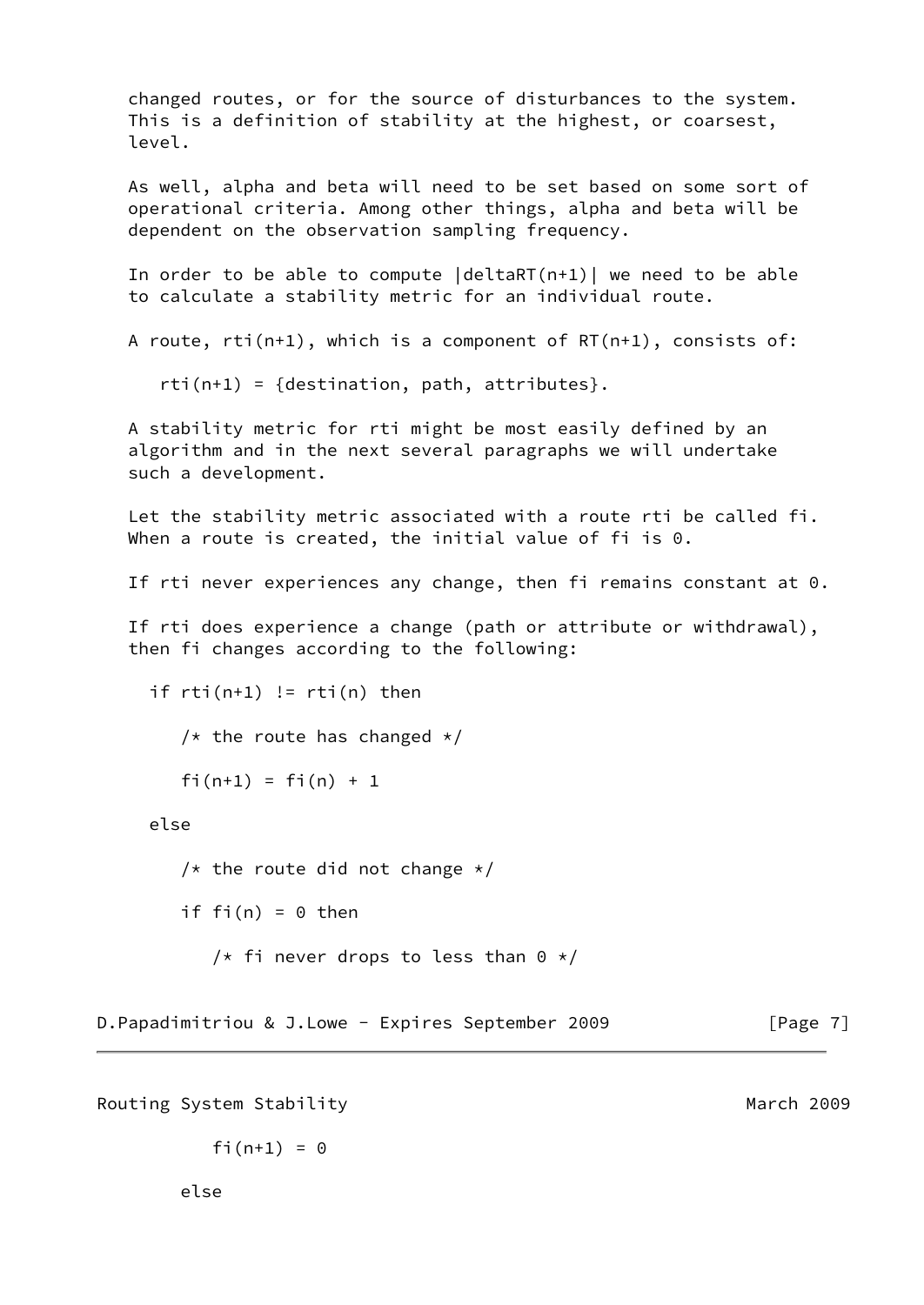changed routes, or for the source of disturbances to the system. This is a definition of stability at the highest, or coarsest, level.

As well, alpha and beta will need to be set based on some sort of operational criteria. Among other things, alpha and beta will be dependent on the observation sampling frequency.

In order to be able to compute |deltaRT(n+1)| we need to be able to calculate a stability metric for an individual route.

A route, rti(n+1), which is a component of RT(n+1), consists of:

```
rti(n+1) = {destination, path, attributes}.
```

A stability metric for rti might be most easily defined by an algorithm and in the next several paragraphs we will undertake such a development.

Let the stability metric associated with a route rti be called fi. When a route is created, the initial value of fi is 0.

If rti never experiences any change, then fi remains constant at 0.

If rti does experience a change (path or attribute or withdrawal), then fi changes according to the following:

```
if rti(n+1) != rti(n) then

   /* the route has changed */

   fi(n+1) = fi(n) + 1

else

   /* the route did not change */

   if fi(n) = 0 then

      /* fi never drops to less than 0 */

      fi(n+1) = 0

   else
```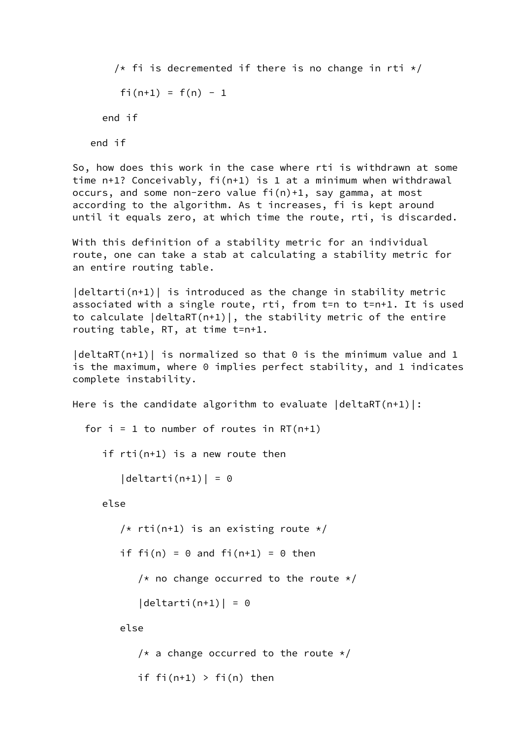```
         /* fi is decremented if there is no change in rti */

          fi(n+1) = f(n) - 1

       end if

    end if
```

So, how does this work in the case where rti is withdrawn at some time n+1? Conceivably, fi(n+1) is 1 at a minimum when withdrawal occurs, and some non-zero value fi(n)+1, say gamma, at most according to the algorithm. As t increases, fi is kept around until it equals zero, at which time the route, rti, is discarded.

With this definition of a stability metric for an individual route, one can take a stab at calculating a stability metric for an entire routing table.

|deltarti(n+1)| is introduced as the change in stability metric associated with a single route, rti, from t=n to t=n+1. It is used to calculate |deltaRT(n+1)|, the stability metric of the entire routing table, RT, at time t=n+1.

|deltaRT(n+1)| is normalized so that 0 is the minimum value and 1 is the maximum, where 0 implies perfect stability, and 1 indicates complete instability.

Here is the candidate algorithm to evaluate |deltaRT(n+1)|:

```
  for i = 1 to number of routes in RT(n+1)

     if rti(n+1) is a new route then

        |deltarti(n+1)| = 0

     else

        /* rti(n+1) is an existing route */

        if fi(n) = 0 and fi(n+1) = 0 then

           /* no change occurred to the route */

           |deltarti(n+1)| = 0

        else

           /* a change occurred to the route */

           if fi(n+1) > fi(n) then
```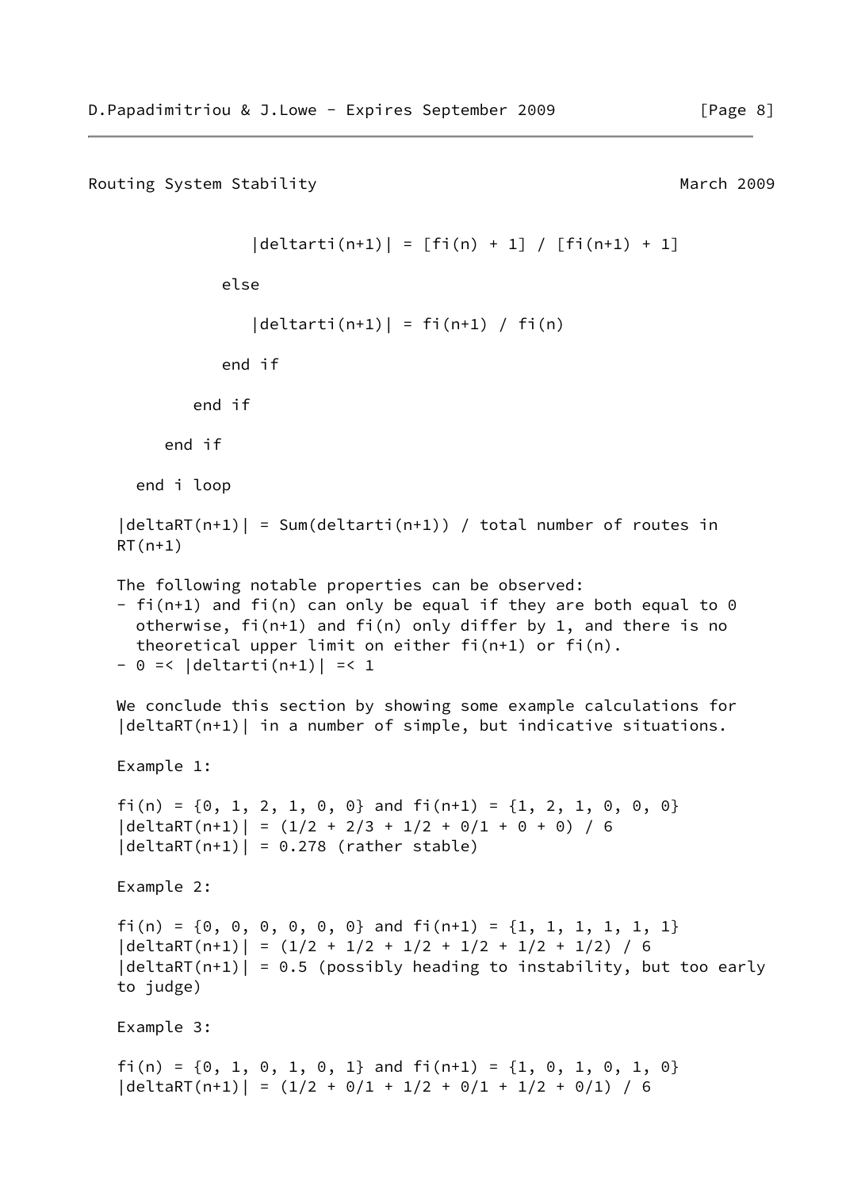```
                |deltarti(n+1)| = [fi(n) + 1] / [fi(n+1) + 1]

             else

                |deltarti(n+1)| = fi(n+1) / fi(n)

             end if

          end if

       end if

     end i loop

   |deltaRT(n+1)| = Sum(deltarti(n+1)) / total number of routes in
   RT(n+1)
```

The following notable properties can be observed:

- fi(n+1) and fi(n) can only be equal if they are both equal to 0 otherwise, fi(n+1) and fi(n) only differ by 1, and there is no theoretical upper limit on either fi(n+1) or fi(n).
- 0 =< |deltarti(n+1)| =< 1

We conclude this section by showing some example calculations for |deltaRT(n+1)| in a number of simple, but indicative situations.

Example 1:

```
fi(n) = {0, 1, 2, 1, 0, 0} and fi(n+1) = {1, 2, 1, 0, 0, 0}
|deltaRT(n+1)| = (1/2 + 2/3 + 1/2 + 0/1 + 0 + 0) / 6
|deltaRT(n+1)| = 0.278 (rather stable)
```

Example 2:

```
fi(n) = {0, 0, 0, 0, 0, 0} and fi(n+1) = {1, 1, 1, 1, 1, 1}
|deltaRT(n+1)| = (1/2 + 1/2 + 1/2 + 1/2 + 1/2 + 1/2) / 6
|deltaRT(n+1)| = 0.5 (possibly heading to instability, but too early
to judge)
```

Example 3:

```
fi(n) = {0, 1, 0, 1, 0, 1} and fi(n+1) = {1, 0, 1, 0, 1, 0}
|deltaRT(n+1)| = (1/2 + 0/1 + 1/2 + 0/1 + 1/2 + 0/1) / 6
```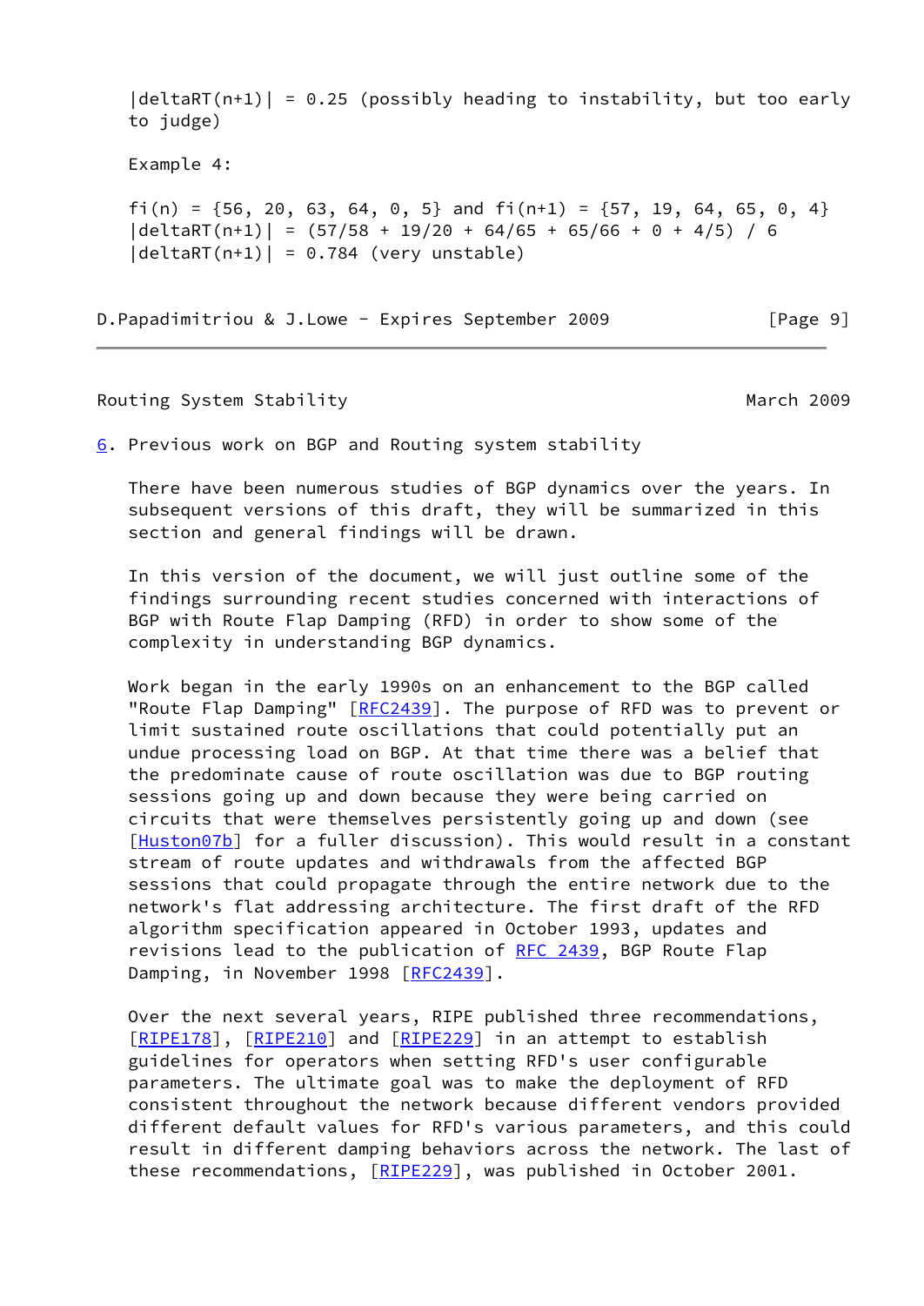$|deltaRT(n+1)| = 0.25$ (possibly heading to instability, but too early to judge)

Example 4:

$fi(n) = \{56, 20, 63, 64, 0, 5\}$ and $fi(n+1) = \{57, 19, 64, 65, 0, 4\}$

$|deltaRT(n+1)| = (57/58 + 19/20 + 64/65 + 65/66 + 0 + 4/5) / 6$

$|deltaRT(n+1)| = 0.784$ (very unstable)

## 6. Previous work on BGP and Routing system stability

There have been numerous studies of BGP dynamics over the years. In subsequent versions of this draft, they will be summarized in this section and general findings will be drawn.

In this version of the document, we will just outline some of the findings surrounding recent studies concerned with interactions of BGP with Route Flap Damping (RFD) in order to show some of the complexity in understanding BGP dynamics.

Work began in the early 1990s on an enhancement to the BGP called "Route Flap Damping" [RFC2439]. The purpose of RFD was to prevent or limit sustained route oscillations that could potentially put an undue processing load on BGP. At that time there was a belief that the predominate cause of route oscillation was due to BGP routing sessions going up and down because they were being carried on circuits that were themselves persistently going up and down (see [Huston07b] for a fuller discussion). This would result in a constant stream of route updates and withdrawals from the affected BGP sessions that could propagate through the entire network due to the network's flat addressing architecture. The first draft of the RFD algorithm specification appeared in October 1993, updates and revisions lead to the publication of RFC 2439, BGP Route Flap Damping, in November 1998 [RFC2439].

Over the next several years, RIPE published three recommendations, [RIPE178], [RIPE210] and [RIPE229] in an attempt to establish guidelines for operators when setting RFD's user configurable parameters. The ultimate goal was to make the deployment of RFD consistent throughout the network because different vendors provided different default values for RFD's various parameters, and this could result in different damping behaviors across the network. The last of these recommendations, [RIPE229], was published in October 2001.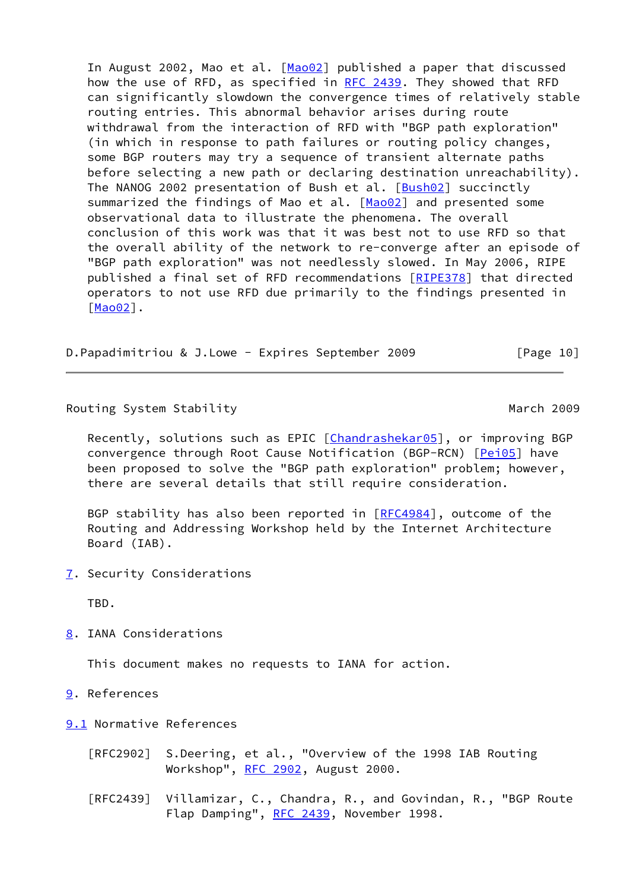In August 2002, Mao et al. [Mao02] published a paper that discussed how the use of RFD, as specified in RFC 2439. They showed that RFD can significantly slowdown the convergence times of relatively stable routing entries. This abnormal behavior arises during route withdrawal from the interaction of RFD with "BGP path exploration" (in which in response to path failures or routing policy changes, some BGP routers may try a sequence of transient alternate paths before selecting a new path or declaring destination unreachability). The NANOG 2002 presentation of Bush et al. [Bush02] succinctly summarized the findings of Mao et al. [Mao02] and presented some observational data to illustrate the phenomena. The overall conclusion of this work was that it was best not to use RFD so that the overall ability of the network to re-converge after an episode of "BGP path exploration" was not needlessly slowed. In May 2006, RIPE published a final set of RFD recommendations [RIPE378] that directed operators to not use RFD due primarily to the findings presented in [Mao02].

Recently, solutions such as EPIC [Chandrashekar05], or improving BGP convergence through Root Cause Notification (BGP-RCN) [Pei05] have been proposed to solve the "BGP path exploration" problem; however, there are several details that still require consideration.

BGP stability has also been reported in [RFC4984], outcome of the Routing and Addressing Workshop held by the Internet Architecture Board (IAB).

## 7. Security Considerations

TBD.

## 8. IANA Considerations

This document makes no requests to IANA for action.

## 9. References

### 9.1 Normative References

[RFC2902] S.Deering, et al., "Overview of the 1998 IAB Routing Workshop", RFC 2902, August 2000.

[RFC2439] Villamizar, C., Chandra, R., and Govindan, R., "BGP Route Flap Damping", RFC 2439, November 1998.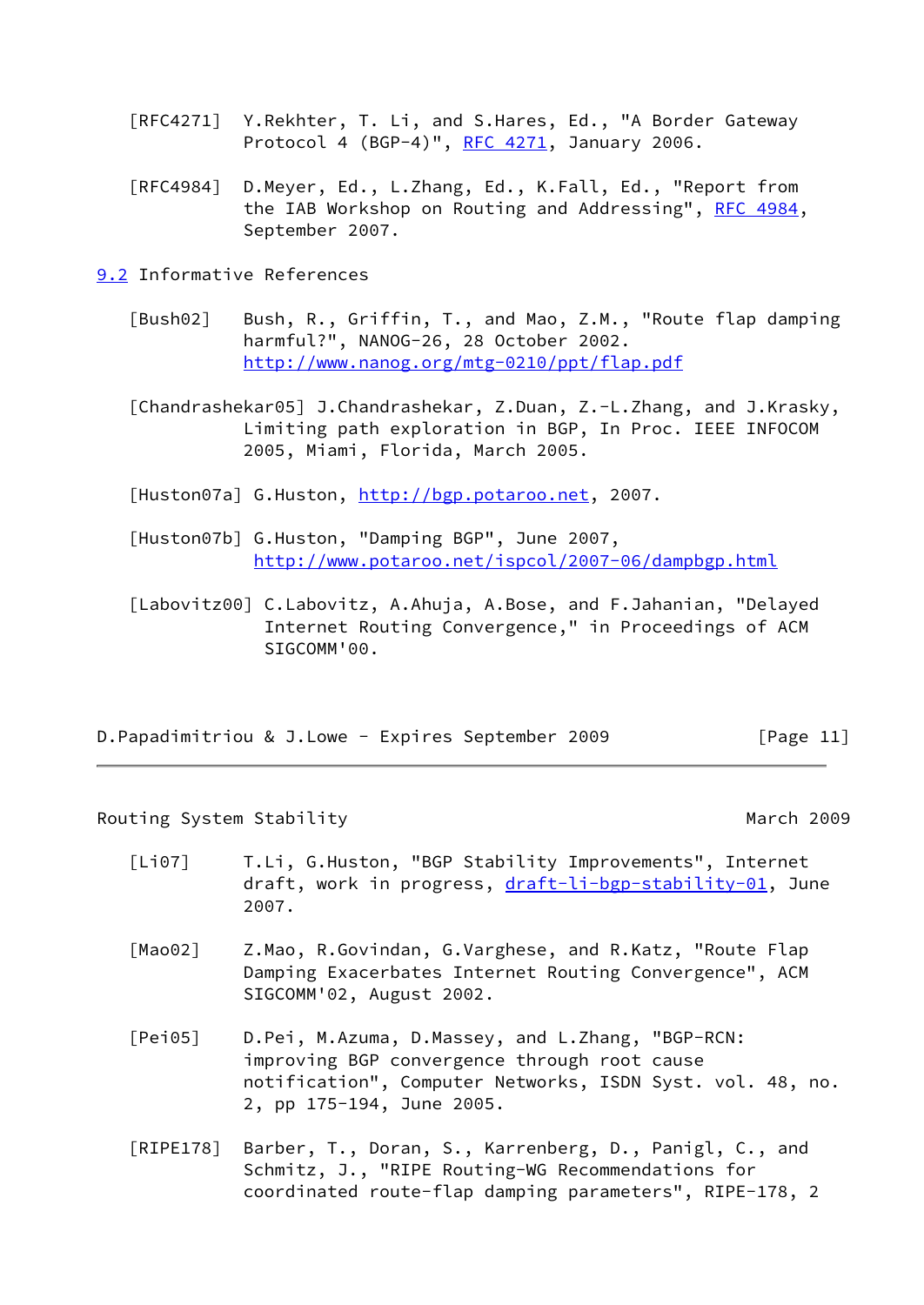[RFC4271] Y.Rekhter, T. Li, and S.Hares, Ed., "A Border Gateway Protocol 4 (BGP-4)", RFC 4271, January 2006.

[RFC4984] D.Meyer, Ed., L.Zhang, Ed., K.Fall, Ed., "Report from the IAB Workshop on Routing and Addressing", RFC 4984, September 2007.

## 9.2 Informative References

[Bush02] Bush, R., Griffin, T., and Mao, Z.M., "Route flap damping harmful?", NANOG-26, 28 October 2002. http://www.nanog.org/mtg-0210/ppt/flap.pdf

[Chandrashekar05] J.Chandrashekar, Z.Duan, Z.-L.Zhang, and J.Krasky, Limiting path exploration in BGP, In Proc. IEEE INFOCOM 2005, Miami, Florida, March 2005.

[Huston07a] G.Huston, http://bgp.potaroo.net, 2007.

[Huston07b] G.Huston, "Damping BGP", June 2007, http://www.potaroo.net/ispcol/2007-06/dampbgp.html

[Labovitz00] C.Labovitz, A.Ahuja, A.Bose, and F.Jahanian, "Delayed Internet Routing Convergence," in Proceedings of ACM SIGCOMM'00.

[Li07] T.Li, G.Huston, "BGP Stability Improvements", Internet draft, work in progress, draft-li-bgp-stability-01, June 2007.

[Mao02] Z.Mao, R.Govindan, G.Varghese, and R.Katz, "Route Flap Damping Exacerbates Internet Routing Convergence", ACM SIGCOMM'02, August 2002.

[Pei05] D.Pei, M.Azuma, D.Massey, and L.Zhang, "BGP-RCN: improving BGP convergence through root cause notification", Computer Networks, ISDN Syst. vol. 48, no. 2, pp 175-194, June 2005.

[RIPE178] Barber, T., Doran, S., Karrenberg, D., Panigl, C., and Schmitz, J., "RIPE Routing-WG Recommendations for coordinated route-flap damping parameters", RIPE-178, 2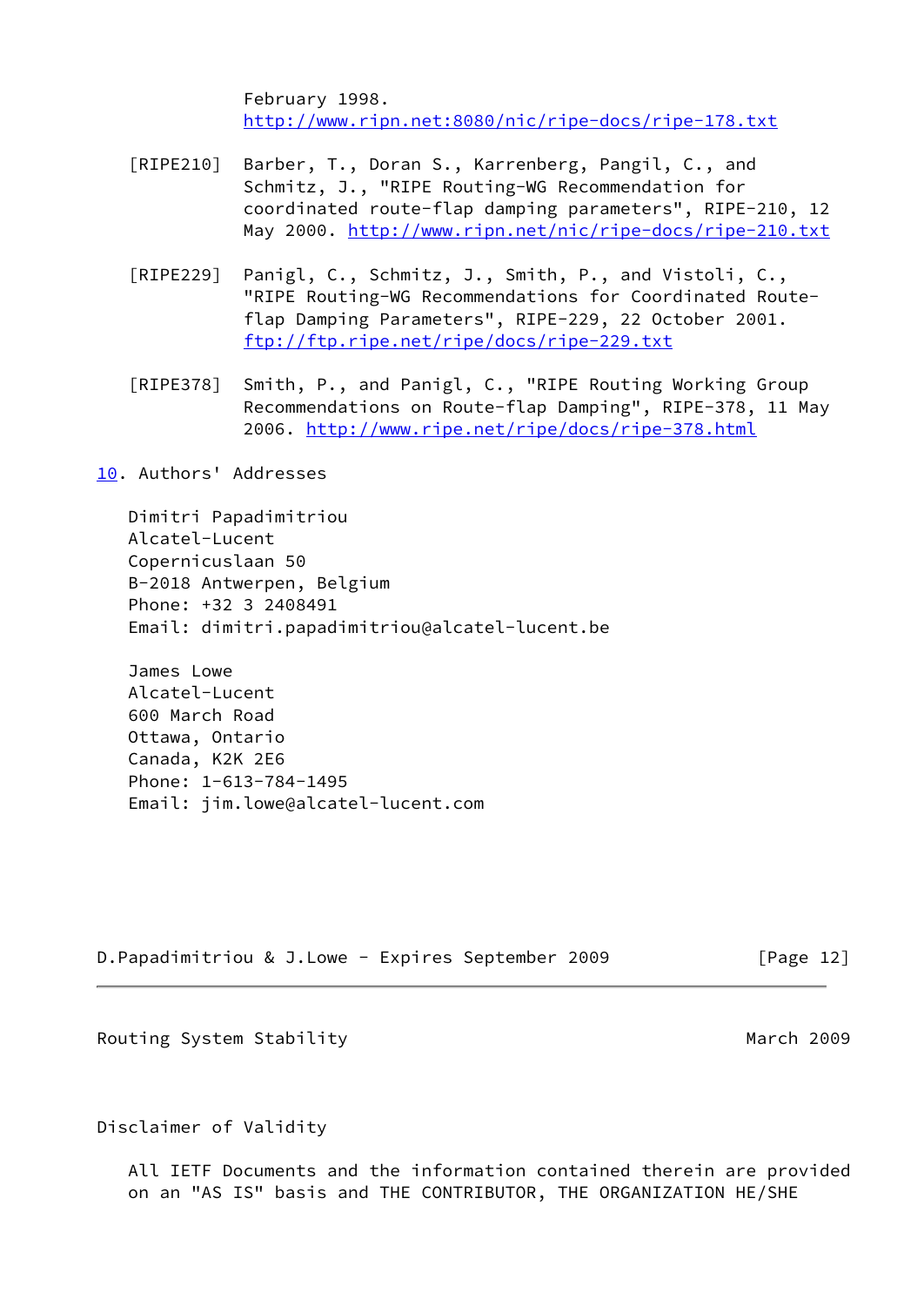February 1998.
http://www.ripn.net:8080/nic/ripe-docs/ripe-178.txt

[RIPE210] Barber, T., Doran S., Karrenberg, Pangil, C., and Schmitz, J., "RIPE Routing-WG Recommendation for coordinated route-flap damping parameters", RIPE-210, 12 May 2000. http://www.ripn.net/nic/ripe-docs/ripe-210.txt

[RIPE229] Panigl, C., Schmitz, J., Smith, P., and Vistoli, C., "RIPE Routing-WG Recommendations for Coordinated Route-flap Damping Parameters", RIPE-229, 22 October 2001. ftp://ftp.ripe.net/ripe/docs/ripe-229.txt

[RIPE378] Smith, P., and Panigl, C., "RIPE Routing Working Group Recommendations on Route-flap Damping", RIPE-378, 11 May 2006. http://www.ripe.net/ripe/docs/ripe-378.html

## 10. Authors' Addresses

Dimitri Papadimitriou
Alcatel-Lucent
Copernicuslaan 50
B-2018 Antwerpen, Belgium
Phone: +32 3 2408491
Email: dimitri.papadimitriou@alcatel-lucent.be

James Lowe
Alcatel-Lucent
600 March Road
Ottawa, Ontario
Canada, K2K 2E6
Phone: 1-613-784-1495
Email: jim.lowe@alcatel-lucent.com

## Disclaimer of Validity

All IETF Documents and the information contained therein are provided on an "AS IS" basis and THE CONTRIBUTOR, THE ORGANIZATION HE/SHE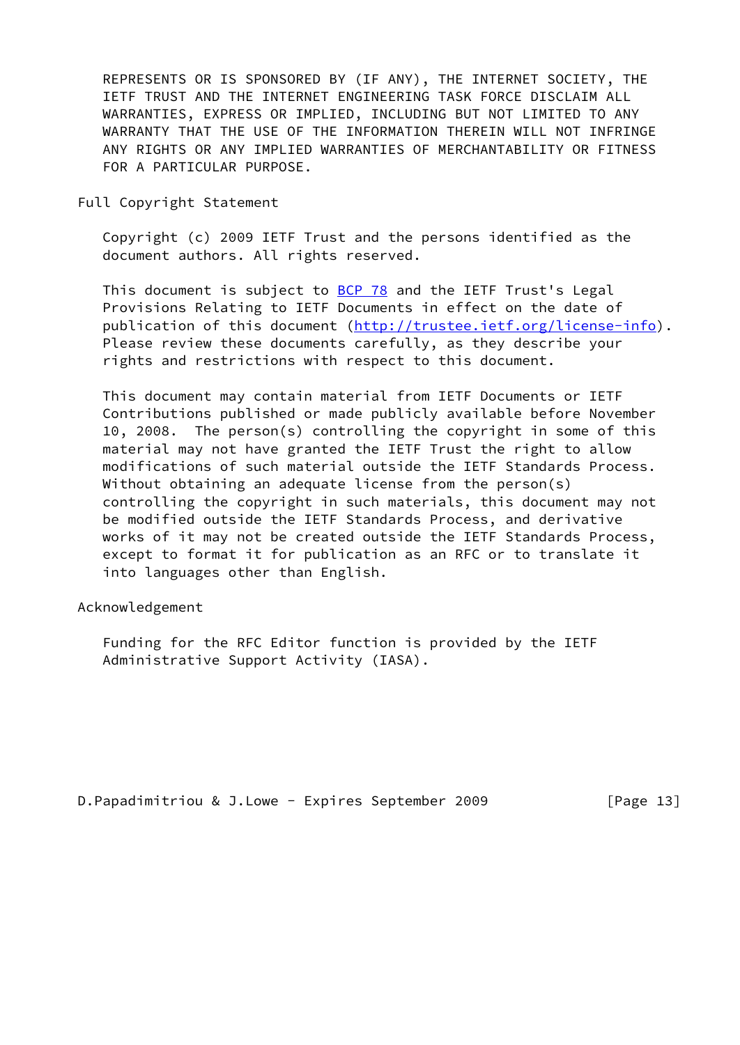REPRESENTS OR IS SPONSORED BY (IF ANY), THE INTERNET SOCIETY, THE IETF TRUST AND THE INTERNET ENGINEERING TASK FORCE DISCLAIM ALL WARRANTIES, EXPRESS OR IMPLIED, INCLUDING BUT NOT LIMITED TO ANY WARRANTY THAT THE USE OF THE INFORMATION THEREIN WILL NOT INFRINGE ANY RIGHTS OR ANY IMPLIED WARRANTIES OF MERCHANTABILITY OR FITNESS FOR A PARTICULAR PURPOSE.

## Full Copyright Statement

Copyright (c) 2009 IETF Trust and the persons identified as the document authors. All rights reserved.

This document is subject to BCP 78 and the IETF Trust's Legal Provisions Relating to IETF Documents in effect on the date of publication of this document (http://trustee.ietf.org/license-info). Please review these documents carefully, as they describe your rights and restrictions with respect to this document.

This document may contain material from IETF Documents or IETF Contributions published or made publicly available before November 10, 2008. The person(s) controlling the copyright in some of this material may not have granted the IETF Trust the right to allow modifications of such material outside the IETF Standards Process. Without obtaining an adequate license from the person(s) controlling the copyright in such materials, this document may not be modified outside the IETF Standards Process, and derivative works of it may not be created outside the IETF Standards Process, except to format it for publication as an RFC or to translate it into languages other than English.

## Acknowledgement

Funding for the RFC Editor function is provided by the IETF Administrative Support Activity (IASA).